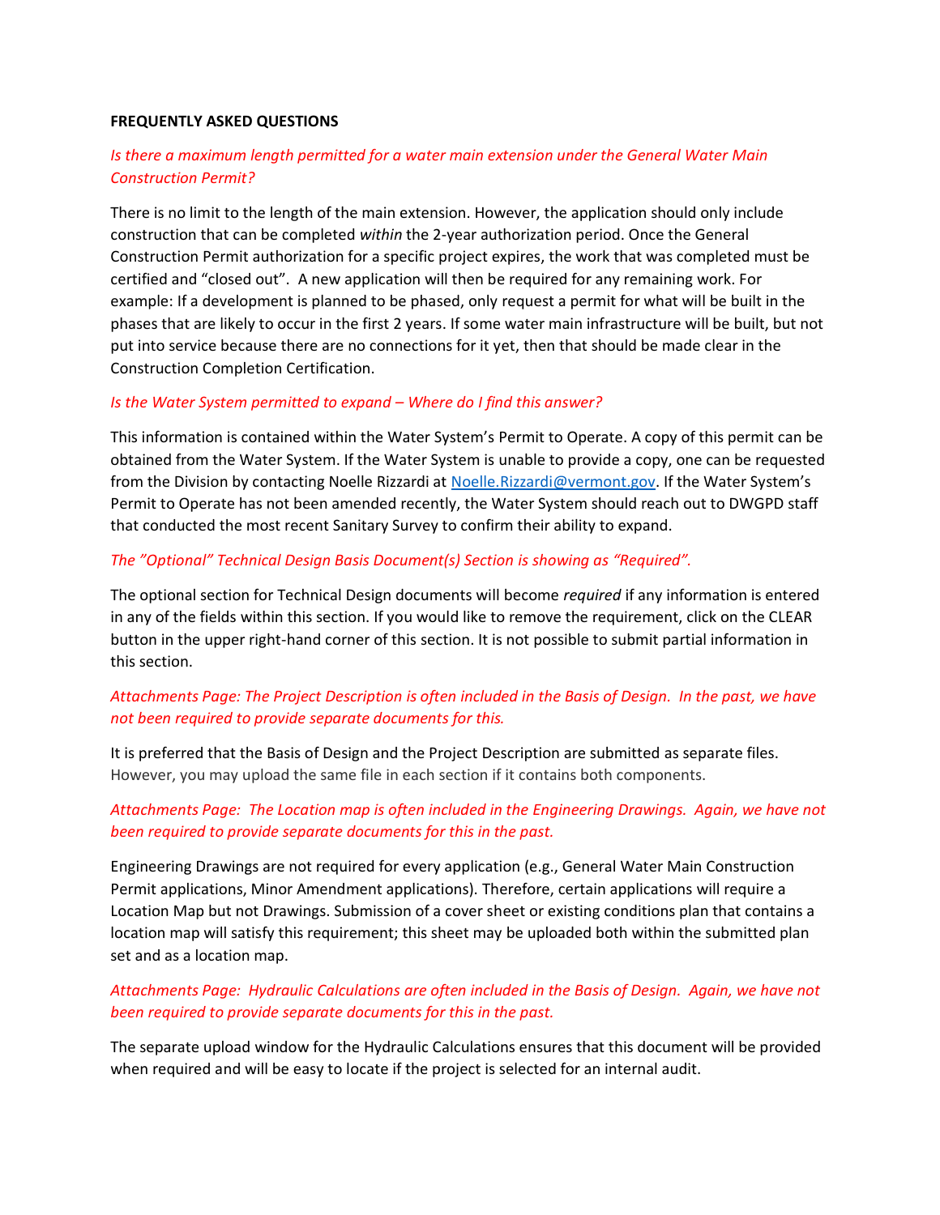**FREQUENTLY ASKED QUESTIONS**

*Is there a maximum length permitted for a water main extension under the General Water Main Construction Permit?*

There is no limit to the length of the main extension. However, the application should only include construction that can be completed *within* the 2-year authorization period. Once the General Construction Permit authorization for a specific project expires, the work that was completed must be certified and "closed out". A new application will then be required for any remaining work. For example: If a development is planned to be phased, only request a permit for what will be built in the phases that are likely to occur in the first 2 years. If some water main infrastructure will be built, but not put into service because there are no connections for it yet, then that should be made clear in the Construction Completion Certification.

*Is the Water System permitted to expand – Where do I find this answer?*

This information is contained within the Water System's Permit to Operate. A copy of this permit can be obtained from the Water System. If the Water System is unable to provide a copy, one can be requested from the Division by contacting Noelle Rizzardi at Noelle.Rizzardi@vermont.gov. If the Water System's Permit to Operate has not been amended recently, the Water System should reach out to DWGPD staff that conducted the most recent Sanitary Survey to confirm their ability to expand.

*The "Optional" Technical Design Basis Document(s) Section is showing as "Required".*

The optional section for Technical Design documents will become *required* if any information is entered in any of the fields within this section. If you would like to remove the requirement, click on the CLEAR button in the upper right-hand corner of this section. It is not possible to submit partial information in this section.

*Attachments Page: The Project Description is often included in the Basis of Design. In the past, we have not been required to provide separate documents for this.*

It is preferred that the Basis of Design and the Project Description are submitted as separate files. However, you may upload the same file in each section if it contains both components.

*Attachments Page: The Location map is often included in the Engineering Drawings. Again, we have not been required to provide separate documents for this in the past.*

Engineering Drawings are not required for every application (e.g., General Water Main Construction Permit applications, Minor Amendment applications). Therefore, certain applications will require a Location Map but not Drawings. Submission of a cover sheet or existing conditions plan that contains a location map will satisfy this requirement; this sheet may be uploaded both within the submitted plan set and as a location map.

*Attachments Page: Hydraulic Calculations are often included in the Basis of Design. Again, we have not been required to provide separate documents for this in the past.*

The separate upload window for the Hydraulic Calculations ensures that this document will be provided when required and will be easy to locate if the project is selected for an internal audit.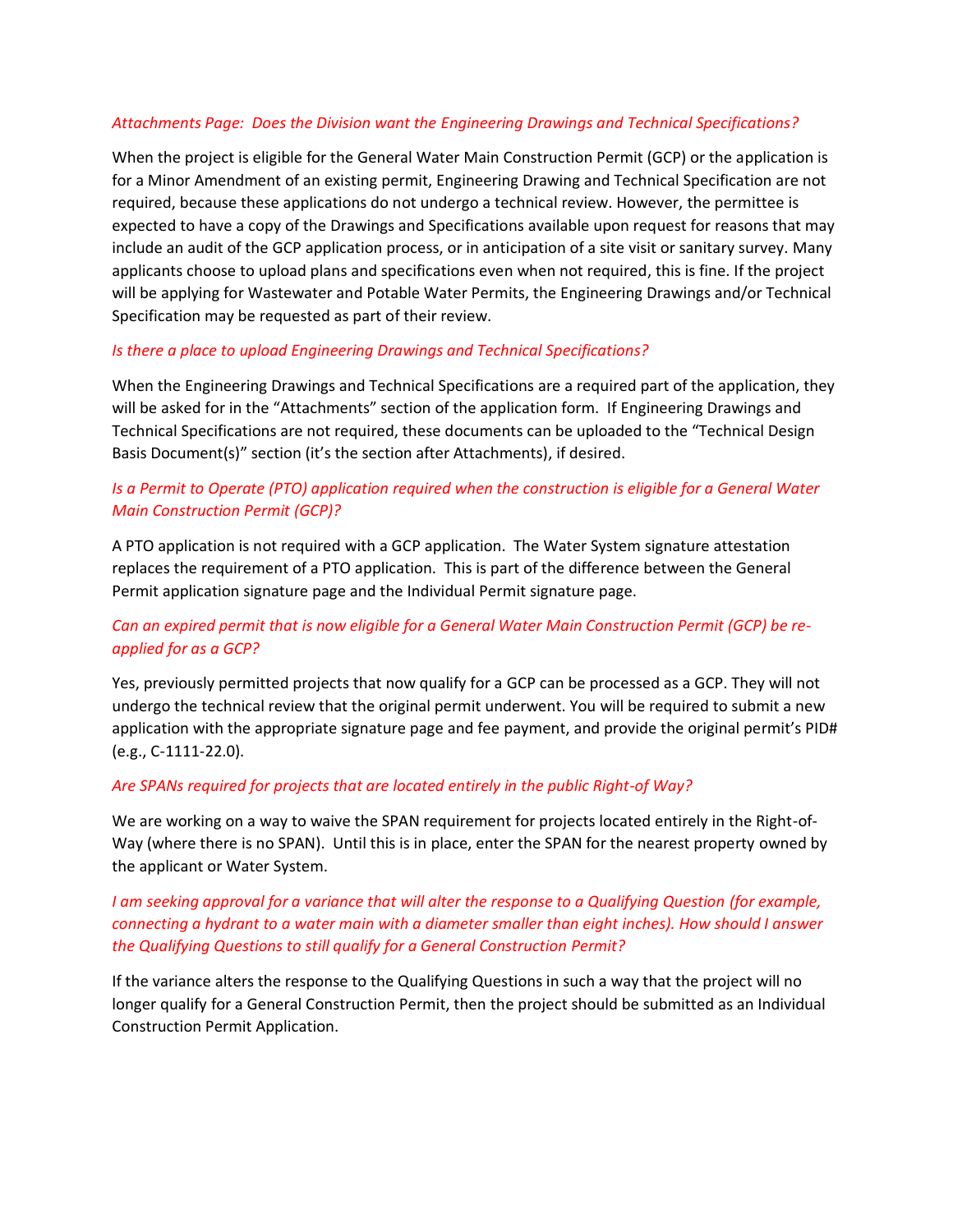*Attachments Page: Does the Division want the Engineering Drawings and Technical Specifications?*

When the project is eligible for the General Water Main Construction Permit (GCP) or the application is for a Minor Amendment of an existing permit, Engineering Drawing and Technical Specification are not required, because these applications do not undergo a technical review. However, the permittee is expected to have a copy of the Drawings and Specifications available upon request for reasons that may include an audit of the GCP application process, or in anticipation of a site visit or sanitary survey. Many applicants choose to upload plans and specifications even when not required, this is fine. If the project will be applying for Wastewater and Potable Water Permits, the Engineering Drawings and/or Technical Specification may be requested as part of their review.

*Is there a place to upload Engineering Drawings and Technical Specifications?*

When the Engineering Drawings and Technical Specifications are a required part of the application, they will be asked for in the "Attachments" section of the application form. If Engineering Drawings and Technical Specifications are not required, these documents can be uploaded to the "Technical Design Basis Document(s)" section (it's the section after Attachments), if desired.

*Is a Permit to Operate (PTO) application required when the construction is eligible for a General Water Main Construction Permit (GCP)?*

A PTO application is not required with a GCP application. The Water System signature attestation replaces the requirement of a PTO application. This is part of the difference between the General Permit application signature page and the Individual Permit signature page.

*Can an expired permit that is now eligible for a General Water Main Construction Permit (GCP) be re-applied for as a GCP?*

Yes, previously permitted projects that now qualify for a GCP can be processed as a GCP. They will not undergo the technical review that the original permit underwent. You will be required to submit a new application with the appropriate signature page and fee payment, and provide the original permit's PID# (e.g., C-1111-22.0).

*Are SPANs required for projects that are located entirely in the public Right-of Way?*

We are working on a way to waive the SPAN requirement for projects located entirely in the Right-of-Way (where there is no SPAN). Until this is in place, enter the SPAN for the nearest property owned by the applicant or Water System.

*I am seeking approval for a variance that will alter the response to a Qualifying Question (for example, connecting a hydrant to a water main with a diameter smaller than eight inches). How should I answer the Qualifying Questions to still qualify for a General Construction Permit?*

If the variance alters the response to the Qualifying Questions in such a way that the project will no longer qualify for a General Construction Permit, then the project should be submitted as an Individual Construction Permit Application.